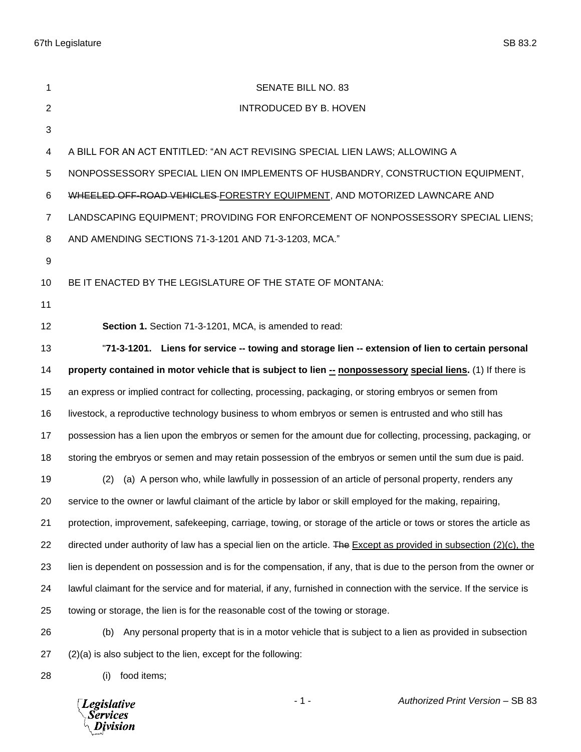SENATE BILL NO. 83

INTRODUCED BY B. HOVEN

A BILL FOR AN ACT ENTITLED: "AN ACT REVISING SPECIAL LIEN LAWS; ALLOWING A NONPOSSESSORY SPECIAL LIEN ON IMPLEMENTS OF HUSBANDRY, CONSTRUCTION EQUIPMENT, ~~WHEELED OFF-ROAD VEHICLES~~ FORESTRY EQUIPMENT, AND MOTORIZED LAWNCARE AND LANDSCAPING EQUIPMENT; PROVIDING FOR ENFORCEMENT OF NONPOSSESSORY SPECIAL LIENS; AND AMENDING SECTIONS 71-3-1201 AND 71-3-1203, MCA."

BE IT ENACTED BY THE LEGISLATURE OF THE STATE OF MONTANA:

**Section 1.** Section 71-3-1201, MCA, is amended to read:

"**71-3-1201. Liens for service -- towing and storage lien -- extension of lien to certain personal property contained in motor vehicle that is subject to lien <u>--</u> <u>nonpossessory</u> <u>special liens</u>.** (1) If there is an express or implied contract for collecting, processing, packaging, or storing embryos or semen from livestock, a reproductive technology business to whom embryos or semen is entrusted and who still has possession has a lien upon the embryos or semen for the amount due for collecting, processing, packaging, or storing the embryos or semen and may retain possession of the embryos or semen until the sum due is paid.

(2) (a) A person who, while lawfully in possession of an article of personal property, renders any service to the owner or lawful claimant of the article by labor or skill employed for the making, repairing, protection, improvement, safekeeping, carriage, towing, or storage of the article or tows or stores the article as directed under authority of law has a special lien on the article. ~~The~~ <u>Except as provided in subsection (2)(c), the</u> lien is dependent on possession and is for the compensation, if any, that is due to the person from the owner or lawful claimant for the service and for material, if any, furnished in connection with the service. If the service is towing or storage, the lien is for the reasonable cost of the towing or storage.

(b) Any personal property that is in a motor vehicle that is subject to a lien as provided in subsection (2)(a) is also subject to the lien, except for the following:

(i) food items;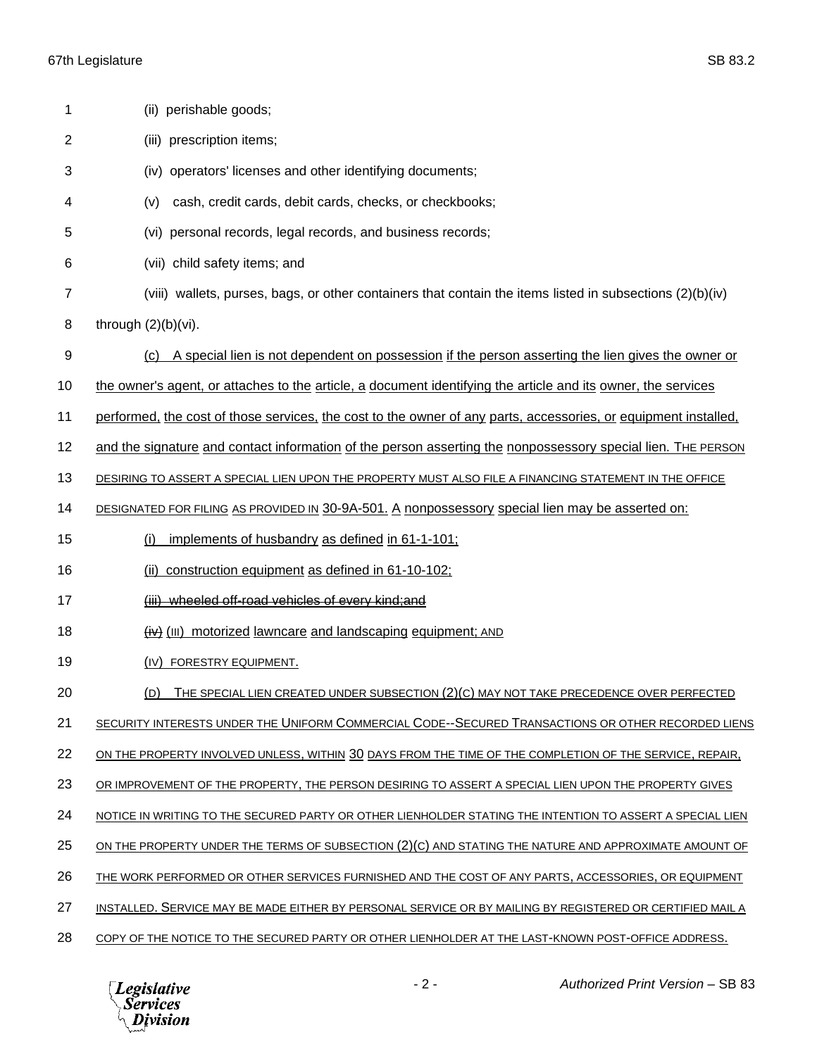(ii) perishable goods;

(iii) prescription items;

(iv) operators' licenses and other identifying documents;

(v) cash, credit cards, debit cards, checks, or checkbooks;

(vi) personal records, legal records, and business records;

(vii) child safety items; and

(viii) wallets, purses, bags, or other containers that contain the items listed in subsections (2)(b)(iv) through (2)(b)(vi).

(c) A special lien is not dependent on possession if the person asserting the lien gives the owner or the owner's agent, or attaches to the article, a document identifying the article and its owner, the services performed, the cost of those services, the cost to the owner of any parts, accessories, or equipment installed, and the signature and contact information of the person asserting the nonpossessory special lien. THE PERSON DESIRING TO ASSERT A SPECIAL LIEN UPON THE PROPERTY MUST ALSO FILE A FINANCING STATEMENT IN THE OFFICE DESIGNATED FOR FILING AS PROVIDED IN 30-9A-501. A nonpossessory special lien may be asserted on:

(i) implements of husbandry as defined in 61-1-101;

(ii) construction equipment as defined in 61-10-102;

~~(iii) wheeled off-road vehicles of every kind;and~~

~~(iv)~~ (III) motorized lawncare and landscaping equipment; AND

(IV) FORESTRY EQUIPMENT.

(D) THE SPECIAL LIEN CREATED UNDER SUBSECTION (2)(C) MAY NOT TAKE PRECEDENCE OVER PERFECTED SECURITY INTERESTS UNDER THE UNIFORM COMMERCIAL CODE--SECURED TRANSACTIONS OR OTHER RECORDED LIENS ON THE PROPERTY INVOLVED UNLESS, WITHIN 30 DAYS FROM THE TIME OF THE COMPLETION OF THE SERVICE, REPAIR, OR IMPROVEMENT OF THE PROPERTY, THE PERSON DESIRING TO ASSERT A SPECIAL LIEN UPON THE PROPERTY GIVES NOTICE IN WRITING TO THE SECURED PARTY OR OTHER LIENHOLDER STATING THE INTENTION TO ASSERT A SPECIAL LIEN ON THE PROPERTY UNDER THE TERMS OF SUBSECTION (2)(C) AND STATING THE NATURE AND APPROXIMATE AMOUNT OF THE WORK PERFORMED OR OTHER SERVICES FURNISHED AND THE COST OF ANY PARTS, ACCESSORIES, OR EQUIPMENT INSTALLED. SERVICE MAY BE MADE EITHER BY PERSONAL SERVICE OR BY MAILING BY REGISTERED OR CERTIFIED MAIL A COPY OF THE NOTICE TO THE SECURED PARTY OR OTHER LIENHOLDER AT THE LAST-KNOWN POST-OFFICE ADDRESS.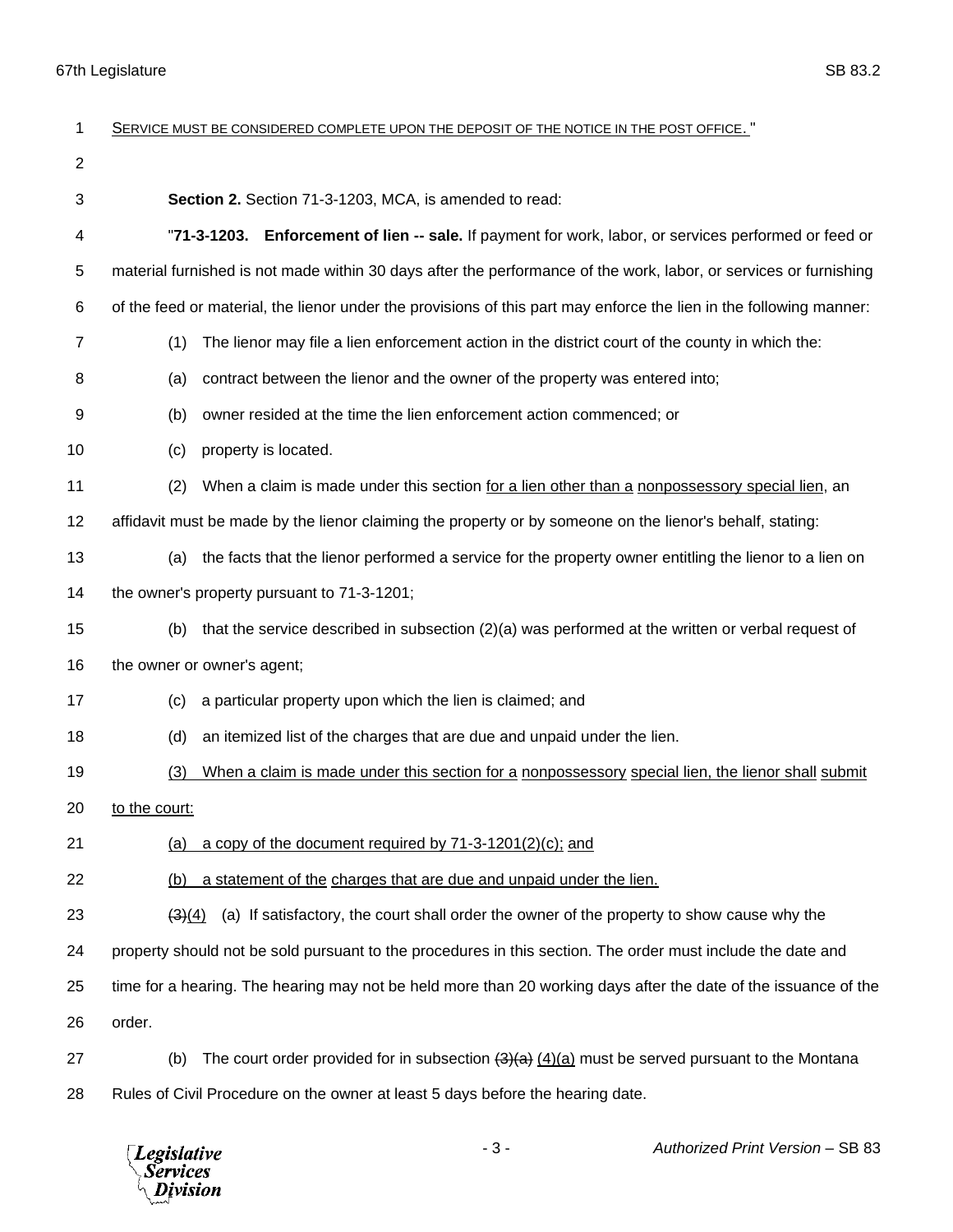SERVICE MUST BE CONSIDERED COMPLETE UPON THE DEPOSIT OF THE NOTICE IN THE POST OFFICE. "

**Section 2.** Section 71-3-1203, MCA, is amended to read:

"**71-3-1203. Enforcement of lien -- sale.** If payment for work, labor, or services performed or feed or material furnished is not made within 30 days after the performance of the work, labor, or services or furnishing of the feed or material, the lienor under the provisions of this part may enforce the lien in the following manner:

(1) The lienor may file a lien enforcement action in the district court of the county in which the:

(a) contract between the lienor and the owner of the property was entered into;

(b) owner resided at the time the lien enforcement action commenced; or

(c) property is located.

(2) When a claim is made under this section for a lien other than a nonpossessory special lien, an affidavit must be made by the lienor claiming the property or by someone on the lienor's behalf, stating:

(a) the facts that the lienor performed a service for the property owner entitling the lienor to a lien on the owner's property pursuant to 71-3-1201;

(b) that the service described in subsection (2)(a) was performed at the written or verbal request of the owner or owner's agent;

(c) a particular property upon which the lien is claimed; and

(d) an itemized list of the charges that are due and unpaid under the lien.

(3) When a claim is made under this section for a nonpossessory special lien, the lienor shall submit to the court:

(a) a copy of the document required by 71-3-1201(2)(c); and

(b) a statement of the charges that are due and unpaid under the lien.

~~(3)~~(4) (a) If satisfactory, the court shall order the owner of the property to show cause why the property should not be sold pursuant to the procedures in this section. The order must include the date and time for a hearing. The hearing may not be held more than 20 working days after the date of the issuance of the order.

(b) The court order provided for in subsection ~~(3)(a)~~ (4)(a) must be served pursuant to the Montana Rules of Civil Procedure on the owner at least 5 days before the hearing date.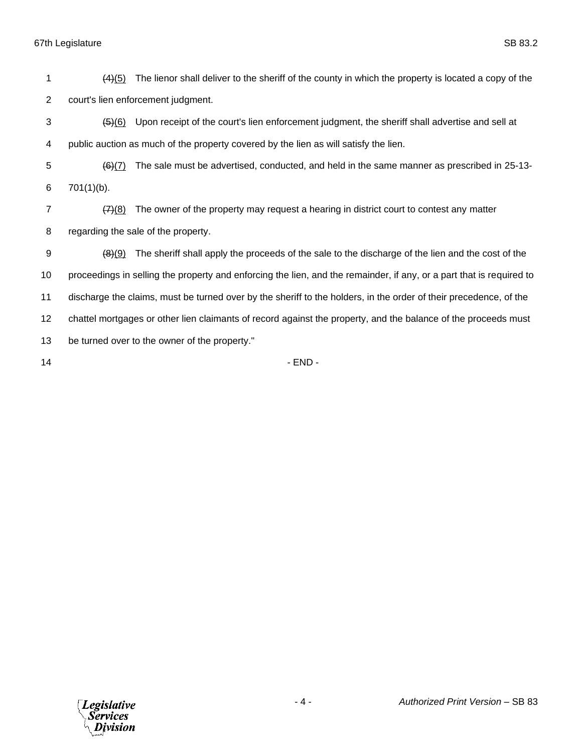~~(4)~~(5) The lienor shall deliver to the sheriff of the county in which the property is located a copy of the court's lien enforcement judgment.

~~(5)~~(6) Upon receipt of the court's lien enforcement judgment, the sheriff shall advertise and sell at public auction as much of the property covered by the lien as will satisfy the lien.

~~(6)~~(7) The sale must be advertised, conducted, and held in the same manner as prescribed in 25-13-701(1)(b).

~~(7)~~(8) The owner of the property may request a hearing in district court to contest any matter regarding the sale of the property.

~~(8)~~(9) The sheriff shall apply the proceeds of the sale to the discharge of the lien and the cost of the proceedings in selling the property and enforcing the lien, and the remainder, if any, or a part that is required to discharge the claims, must be turned over by the sheriff to the holders, in the order of their precedence, of the chattel mortgages or other lien claimants of record against the property, and the balance of the proceeds must be turned over to the owner of the property."

- END -